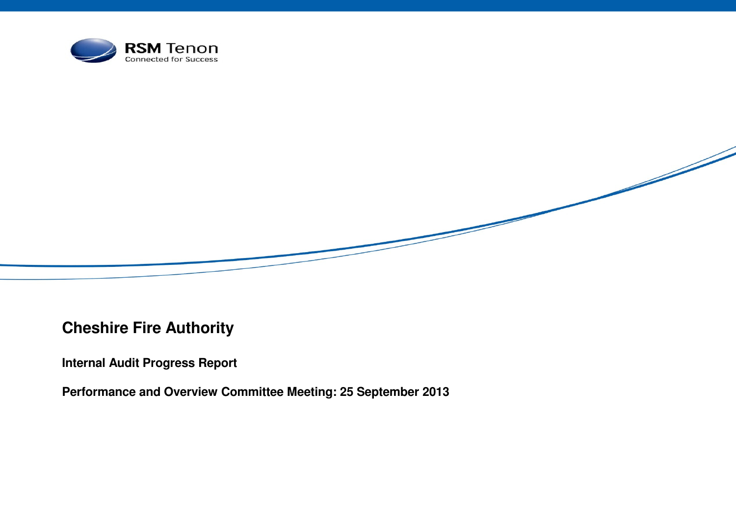RSM Tenon

Connected for Success

# Cheshire Fire Authority

**Internal Audit Progress Report**

**Performance and Overview Committee Meeting: 25 September 2013**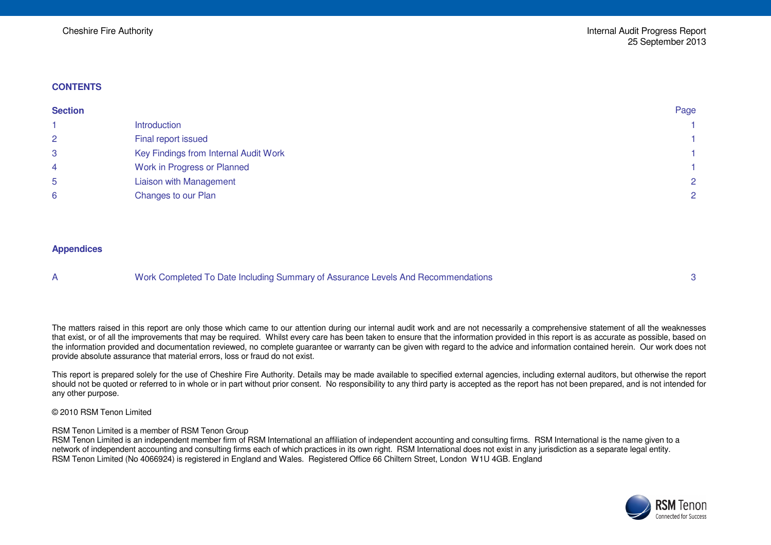Cheshire Fire Authority

Internal Audit Progress Report
25 September 2013

## CONTENTS

| Section | | Page |
|---|---|---|
| 1 | Introduction | 1 |
| 2 | Final report issued | 1 |
| 3 | Key Findings from Internal Audit Work | 1 |
| 4 | Work in Progress or Planned | 1 |
| 5 | Liaison with Management | 2 |
| 6 | Changes to our Plan | 2 |

## Appendices

| | | |
|---|---|---|
| A | Work Completed To Date Including Summary of Assurance Levels And Recommendations | 3 |

The matters raised in this report are only those which came to our attention during our internal audit work and are not necessarily a comprehensive statement of all the weaknesses that exist, or of all the improvements that may be required. Whilst every care has been taken to ensure that the information provided in this report is as accurate as possible, based on the information provided and documentation reviewed, no complete guarantee or warranty can be given with regard to the advice and information contained herein. Our work does not provide absolute assurance that material errors, loss or fraud do not exist.

This report is prepared solely for the use of Cheshire Fire Authority. Details may be made available to specified external agencies, including external auditors, but otherwise the report should not be quoted or referred to in whole or in part without prior consent. No responsibility to any third party is accepted as the report has not been prepared, and is not intended for any other purpose.

© 2010 RSM Tenon Limited

RSM Tenon Limited is a member of RSM Tenon Group
RSM Tenon Limited is an independent member firm of RSM International an affiliation of independent accounting and consulting firms. RSM International is the name given to a network of independent accounting and consulting firms each of which practices in its own right. RSM International does not exist in any jurisdiction as a separate legal entity.
RSM Tenon Limited (No 4066924) is registered in England and Wales. Registered Office 66 Chiltern Street, London W1U 4GB. England

RSM Tenon
Connected for Success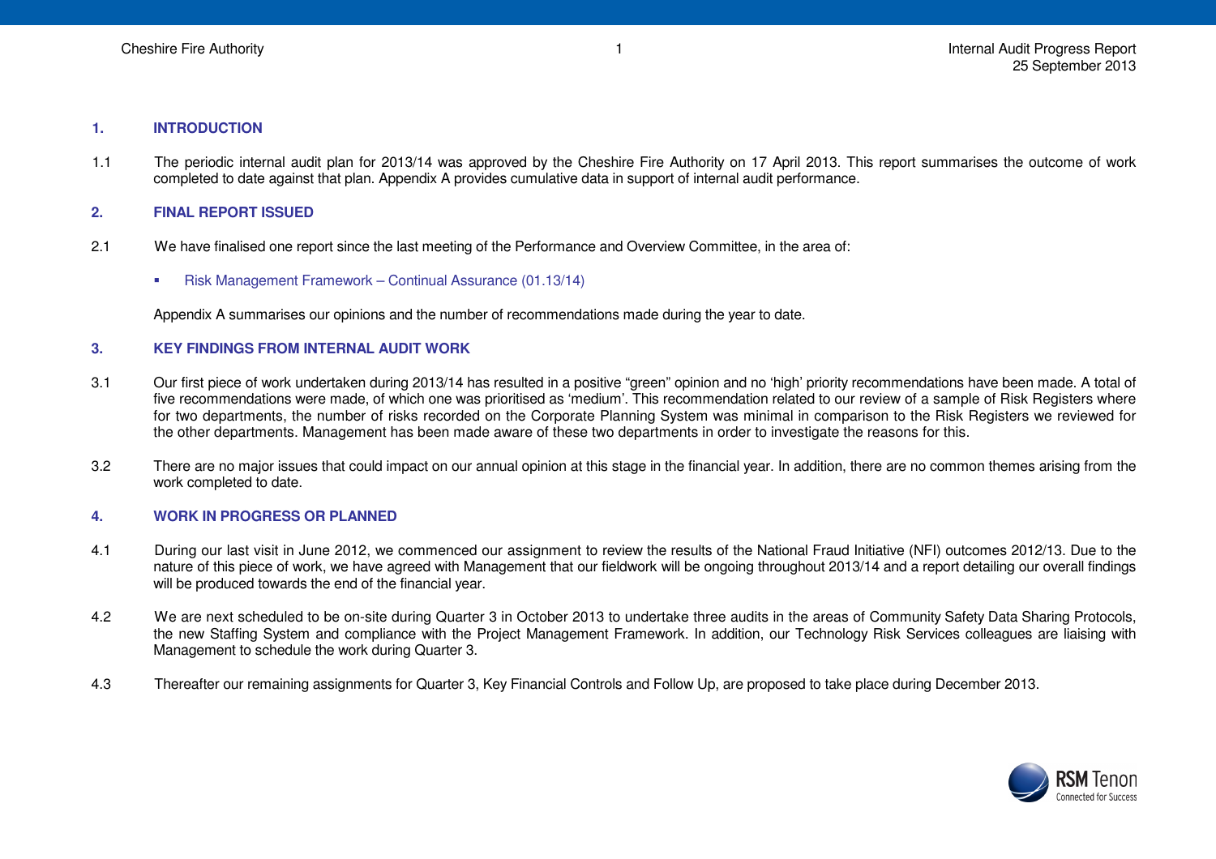## 1. INTRODUCTION

1.1 The periodic internal audit plan for 2013/14 was approved by the Cheshire Fire Authority on 17 April 2013. This report summarises the outcome of work completed to date against that plan. Appendix A provides cumulative data in support of internal audit performance.

## 2. FINAL REPORT ISSUED

2.1 We have finalised one report since the last meeting of the Performance and Overview Committee, in the area of:

- Risk Management Framework – Continual Assurance (01.13/14)

Appendix A summarises our opinions and the number of recommendations made during the year to date.

## 3. KEY FINDINGS FROM INTERNAL AUDIT WORK

3.1 Our first piece of work undertaken during 2013/14 has resulted in a positive "green" opinion and no 'high' priority recommendations have been made. A total of five recommendations were made, of which one was prioritised as 'medium'. This recommendation related to our review of a sample of Risk Registers where for two departments, the number of risks recorded on the Corporate Planning System was minimal in comparison to the Risk Registers we reviewed for the other departments. Management has been made aware of these two departments in order to investigate the reasons for this.

3.2 There are no major issues that could impact on our annual opinion at this stage in the financial year. In addition, there are no common themes arising from the work completed to date.

## 4. WORK IN PROGRESS OR PLANNED

4.1 During our last visit in June 2012, we commenced our assignment to review the results of the National Fraud Initiative (NFI) outcomes 2012/13. Due to the nature of this piece of work, we have agreed with Management that our fieldwork will be ongoing throughout 2013/14 and a report detailing our overall findings will be produced towards the end of the financial year.

4.2 We are next scheduled to be on-site during Quarter 3 in October 2013 to undertake three audits in the areas of Community Safety Data Sharing Protocols, the new Staffing System and compliance with the Project Management Framework. In addition, our Technology Risk Services colleagues are liaising with Management to schedule the work during Quarter 3.

4.3 Thereafter our remaining assignments for Quarter 3, Key Financial Controls and Follow Up, are proposed to take place during December 2013.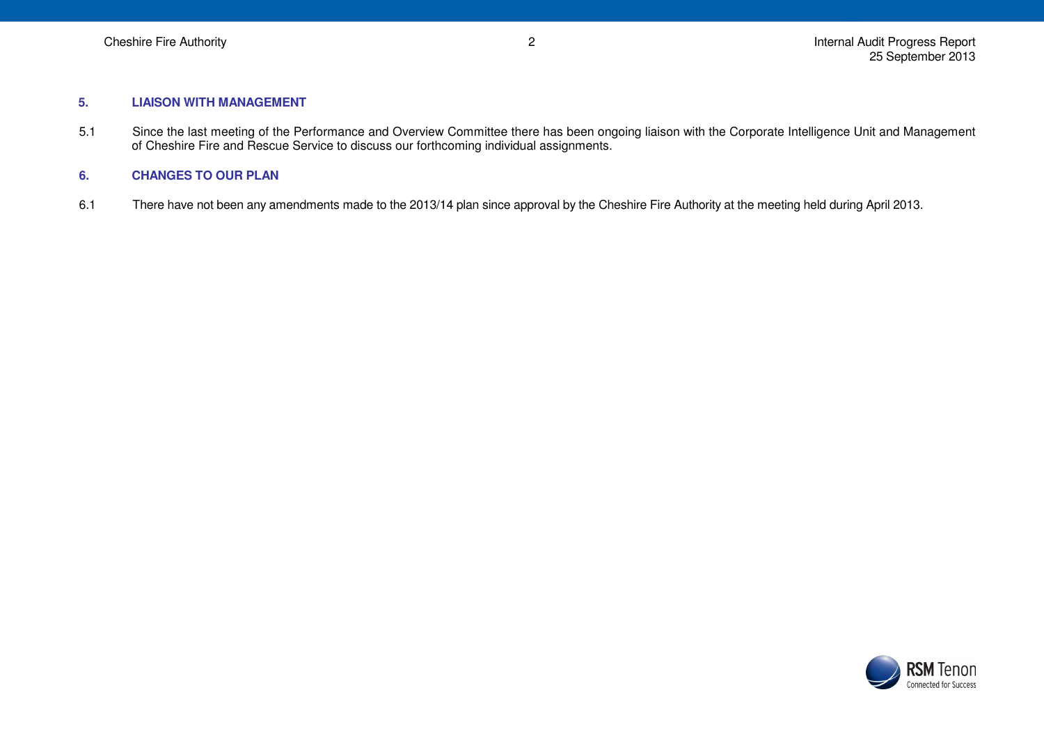## 5. LIAISON WITH MANAGEMENT

5.1 Since the last meeting of the Performance and Overview Committee there has been ongoing liaison with the Corporate Intelligence Unit and Management of Cheshire Fire and Rescue Service to discuss our forthcoming individual assignments.

## 6. CHANGES TO OUR PLAN

6.1 There have not been any amendments made to the 2013/14 plan since approval by the Cheshire Fire Authority at the meeting held during April 2013.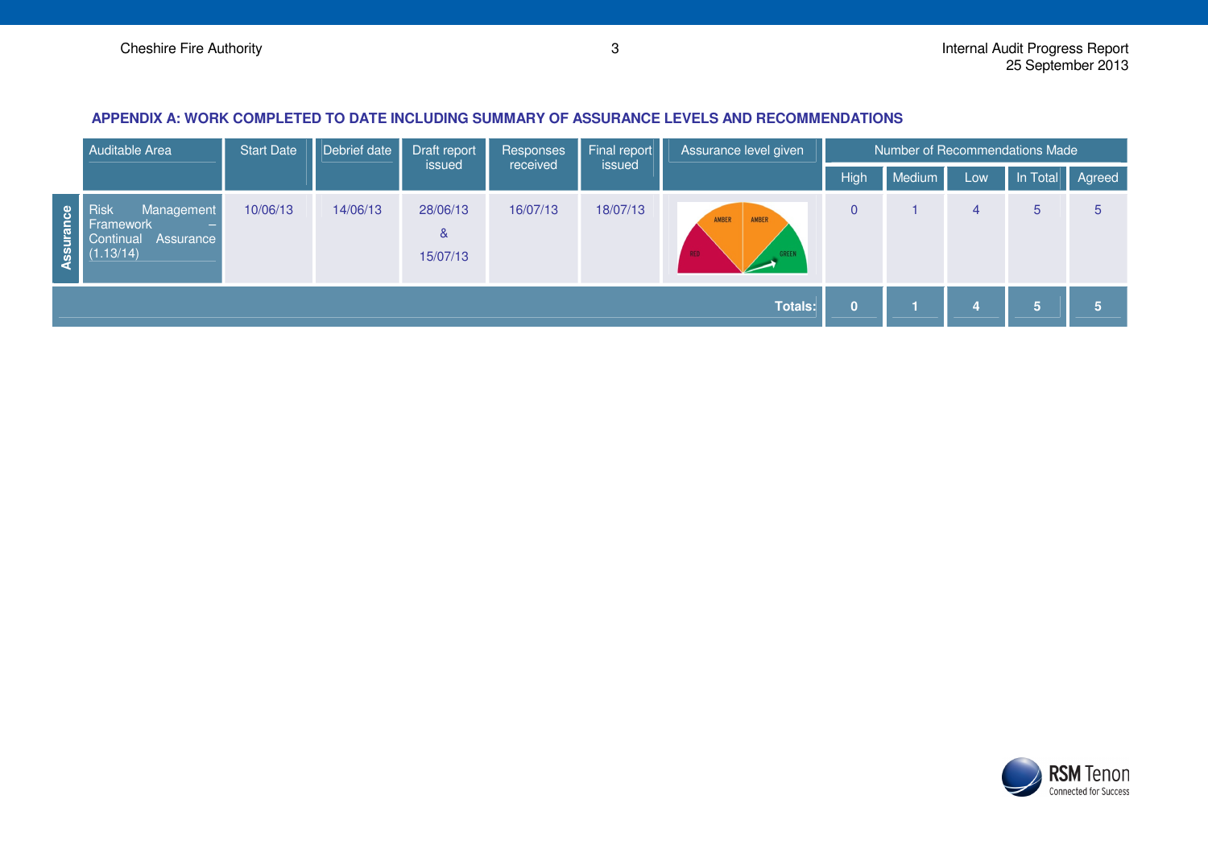## APPENDIX A: WORK COMPLETED TO DATE INCLUDING SUMMARY OF ASSURANCE LEVELS AND RECOMMENDATIONS

| | Auditable Area | Start Date | Debrief date | Draft report issued | Responses received | Final report issued | Assurance level given | Number of Recommendations Made | | | | |
|---|---|---|---|---|---|---|---|---|---|---|---|---|
| | | | | | | | | High | Medium | Low | In Total | Agreed |
| Assurance | Risk Management Framework – Continual Assurance (1.13/14) | 10/06/13 | 14/06/13 | 28/06/13 & 15/07/13 | 16/07/13 | 18/07/13 | RED AMBER AMBER GREEN | 0 | 1 | 4 | 5 | 5 |
| | | | | | | | **Totals:** | **0** | **1** | **4** | **5** | **5** |